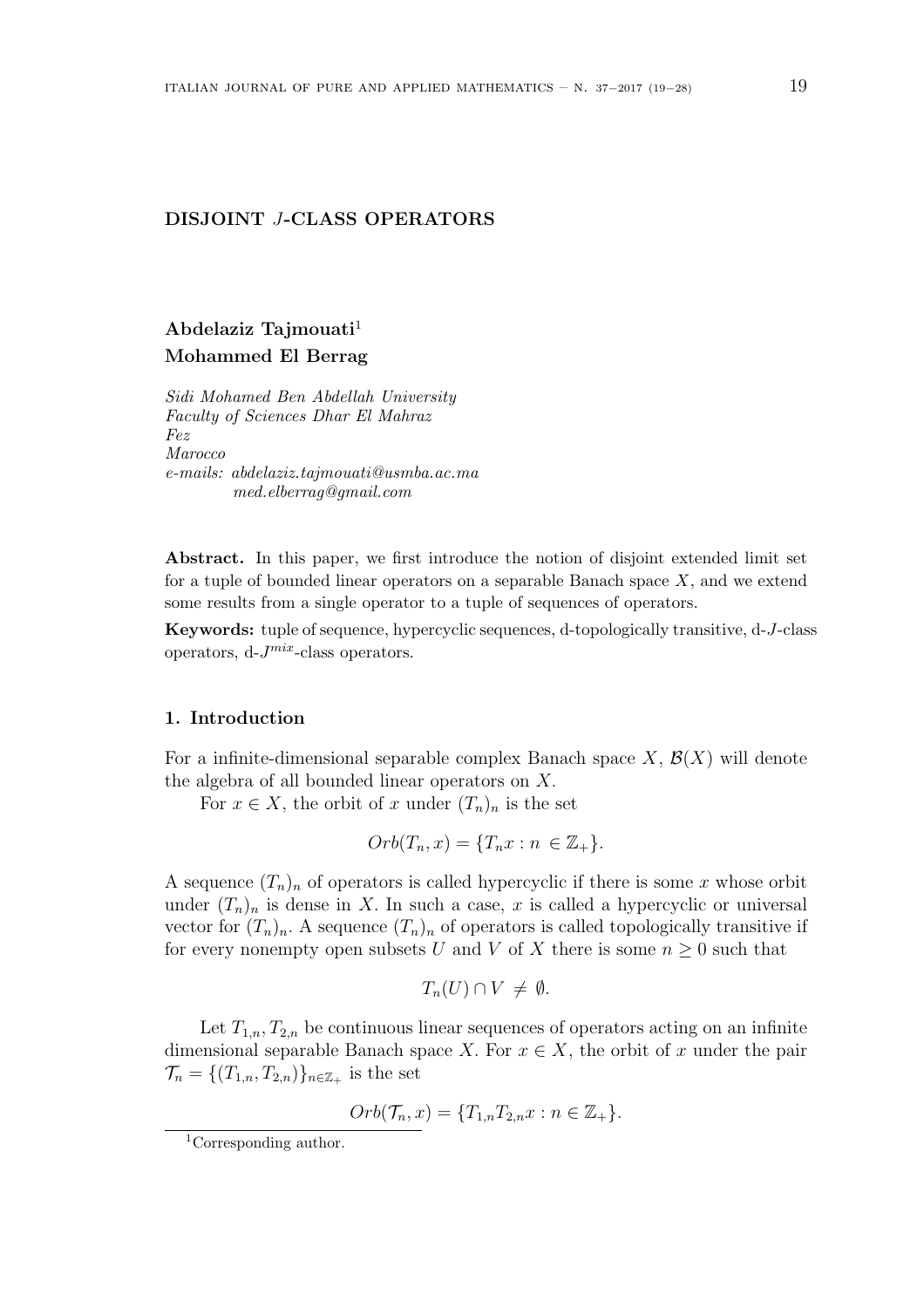# DISJOINT $J$-CLASS OPERATORS

**Abdelaziz Tajmouati**[1]
**Mohammed El Berrag**

*Sidi Mohamed Ben Abdellah University*
*Faculty of Sciences Dhar El Mahraz*
*Fez*
*Marocco*
*e-mails: abdelaziz.tajmouati@usmba.ac.ma*
*med.elberrag@gmail.com*

**Abstract.** In this paper, we first introduce the notion of disjoint extended limit set for a tuple of bounded linear operators on a separable Banach space $X$, and we extend some results from a single operator to a tuple of sequences of operators.

**Keywords:** tuple of sequence, hypercyclic sequences, d-topologically transitive, d-$J$-class operators, d-$J^{mix}$-class operators.

## 1. Introduction

For a infinite-dimensional separable complex Banach space $X$, $\mathcal{B}(X)$ will denote the algebra of all bounded linear operators on $X$.

For $x \in X$, the orbit of $x$ under $(T_n)_n$ is the set

$$Orb(T_n, x) = \{T_n x : n \in \mathbb{Z}_+\}.$$

A sequence $(T_n)_n$ of operators is called hypercyclic if there is some $x$ whose orbit under $(T_n)_n$ is dense in $X$. In such a case, $x$ is called a hypercyclic or universal vector for $(T_n)_n$. A sequence $(T_n)_n$ of operators is called topologically transitive if for every nonempty open subsets $U$ and $V$ of $X$ there is some $n \geq 0$ such that

$$T_n(U) \cap V \neq \emptyset.$$

Let $T_{1,n}, T_{2,n}$ be continuous linear sequences of operators acting on an infinite dimensional separable Banach space $X$. For $x \in X$, the orbit of $x$ under the pair $\mathcal{T}_n = \{(T_{1,n}, T_{2,n})\}_{n \in \mathbb{Z}_+}$ is the set

$$Orb(\mathcal{T}_n, x) = \{T_{1,n} T_{2,n} x : n \in \mathbb{Z}_+\}.$$

[1]Corresponding author.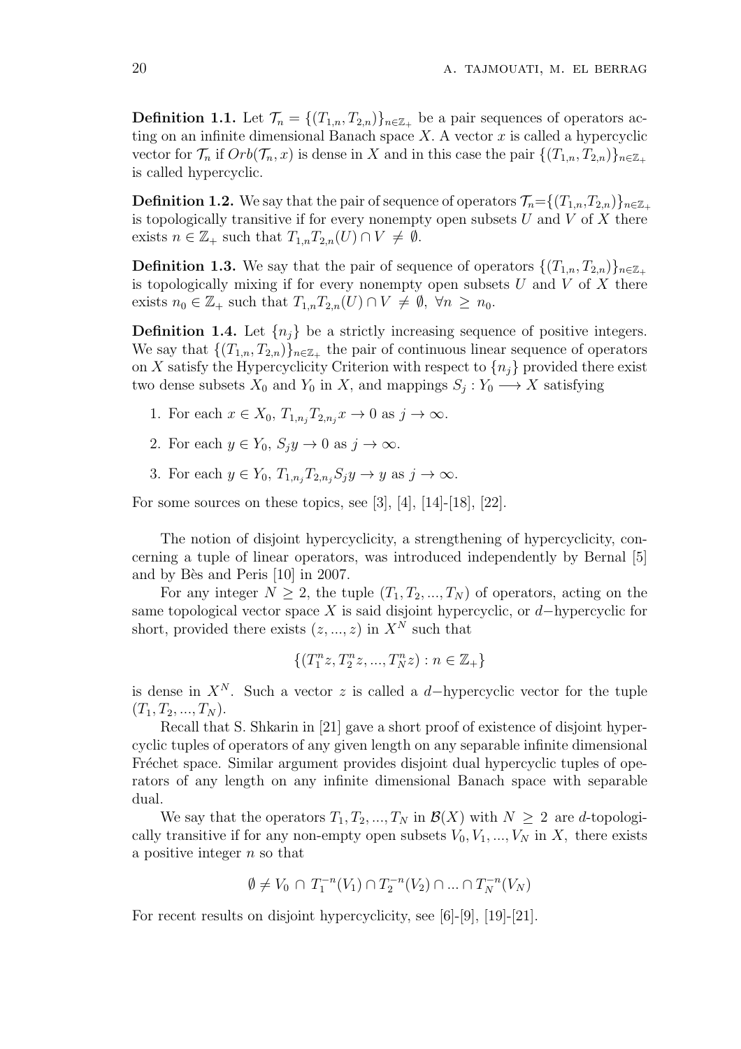**Definition 1.1.** Let $\mathcal{T}_n = \{(T_{1,n}, T_{2,n})\}_{n\in\mathbb{Z}_+}$ be a pair sequences of operators acting on an infinite dimensional Banach space $X$. A vector $x$ is called a hypercyclic vector for $\mathcal{T}_n$ if $Orb(\mathcal{T}_n, x)$ is dense in $X$ and in this case the pair $\{(T_{1,n}, T_{2,n})\}_{n\in\mathbb{Z}_+}$ is called hypercyclic.

**Definition 1.2.** We say that the pair of sequence of operators $\mathcal{T}_n$=$\{(T_{1,n},T_{2,n})\}_{n\in\mathbb{Z}_+}$ is topologically transitive if for every nonempty open subsets $U$ and $V$ of $X$ there exists $n \in \mathbb{Z}_+$ such that $T_{1,n}T_{2,n}(U) \cap V \neq \emptyset$.

**Definition 1.3.** We say that the pair of sequence of operators $\{(T_{1,n}, T_{2,n})\}_{n\in\mathbb{Z}_+}$ is topologically mixing if for every nonempty open subsets $U$ and $V$ of $X$ there exists $n_0 \in \mathbb{Z}_+$ such that $T_{1,n}T_{2,n}(U) \cap V \neq \emptyset$, $\forall n \geq n_0$.

**Definition 1.4.** Let $\{n_j\}$ be a strictly increasing sequence of positive integers. We say that $\{(T_{1,n}, T_{2,n})\}_{n\in\mathbb{Z}_+}$ the pair of continuous linear sequence of operators on $X$ satisfy the Hypercyclicity Criterion with respect to $\{n_j\}$ provided there exist two dense subsets $X_0$ and $Y_0$ in $X$, and mappings $S_j : Y_0 \longrightarrow X$ satisfying

1. For each $x \in X_0$, $T_{1,n_j}T_{2,n_j}x \to 0$ as $j \to \infty$.
2. For each $y \in Y_0$, $S_jy \to 0$ as $j \to \infty$.
3. For each $y \in Y_0$, $T_{1,n_j}T_{2,n_j}S_jy \to y$ as $j \to \infty$.

For some sources on these topics, see [3], [4], [14]-[18], [22].

The notion of disjoint hypercyclicity, a strengthening of hypercyclicity, concerning a tuple of linear operators, was introduced independently by Bernal [5] and by Bès and Peris [10] in 2007.

For any integer $N \geq 2$, the tuple $(T_1, T_2, ..., T_N)$ of operators, acting on the same topological vector space $X$ is said disjoint hypercyclic, or $d-$hypercyclic for short, provided there exists $(z, ..., z)$ in $X^N$ such that

$$\{(T_1^n z, T_2^n z, ..., T_N^n z) : n \in \mathbb{Z}_+\}$$

is dense in $X^N$. Such a vector $z$ is called a $d-$hypercyclic vector for the tuple $(T_1, T_2, ..., T_N)$.

Recall that S. Shkarin in [21] gave a short proof of existence of disjoint hypercyclic tuples of operators of any given length on any separable infinite dimensional Fréchet space. Similar argument provides disjoint dual hypercyclic tuples of operators of any length on any infinite dimensional Banach space with separable dual.

We say that the operators $T_1, T_2, ..., T_N$ in $\mathcal{B}(X)$ with $N \geq 2$ are $d$-topologically transitive if for any non-empty open subsets $V_0, V_1, ..., V_N$ in $X$, there exists a positive integer $n$ so that

$$\emptyset \neq V_0 \cap T_1^{-n}(V_1) \cap T_2^{-n}(V_2) \cap ... \cap T_N^{-n}(V_N)$$

For recent results on disjoint hypercyclicity, see [6]-[9], [19]-[21].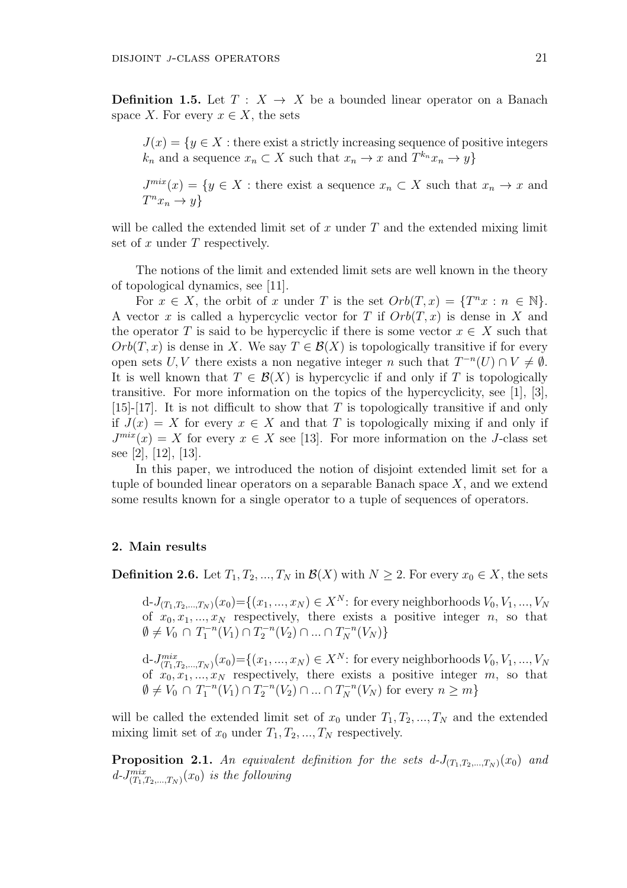**Definition 1.5.** Let $T : X \to X$ be a bounded linear operator on a Banach space $X$. For every $x \in X$, the sets

$J(x) = \{y \in X :$ there exist a strictly increasing sequence of positive integers $k_n$ and a sequence $x_n \subset X$ such that $x_n \to x$ and $T^{k_n} x_n \to y\}$

$J^{mix}(x) = \{y \in X :$ there exist a sequence $x_n \subset X$ such that $x_n \to x$ and $T^n x_n \to y\}$

will be called the extended limit set of $x$ under $T$ and the extended mixing limit set of $x$ under $T$ respectively.

The notions of the limit and extended limit sets are well known in the theory of topological dynamics, see [11].

For $x \in X$, the orbit of $x$ under $T$ is the set $Orb(T, x) = \{T^n x : n \in \mathbb{N}\}$. A vector $x$ is called a hypercyclic vector for $T$ if $Orb(T, x)$ is dense in $X$ and the operator $T$ is said to be hypercyclic if there is some vector $x \in X$ such that $Orb(T, x)$ is dense in $X$. We say $T \in \mathcal{B}(X)$ is topologically transitive if for every open sets $U, V$ there exists a non negative integer $n$ such that $T^{-n}(U) \cap V \neq \emptyset$. It is well known that $T \in \mathcal{B}(X)$ is hypercyclic if and only if $T$ is topologically transitive. For more information on the topics of the hypercyclicity, see [1], [3], [15]-[17]. It is not difficult to show that $T$ is topologically transitive if and only if $J(x) = X$ for every $x \in X$ and that $T$ is topologically mixing if and only if $J^{mix}(x) = X$ for every $x \in X$ see [13]. For more information on the $J$-class set see [2], [12], [13].

In this paper, we introduced the notion of disjoint extended limit set for a tuple of bounded linear operators on a separable Banach space $X$, and we extend some results known for a single operator to a tuple of sequences of operators.

## 2. Main results

**Definition 2.6.** Let $T_1, T_2, ..., T_N$ in $\mathcal{B}(X)$ with $N \geq 2$. For every $x_0 \in X$, the sets

d-$J_{(T_1,T_2,...,T_N)}(x_0)$=$\{(x_1, ..., x_N) \in X^N$: for every neighborhoods $V_0, V_1, ..., V_N$ of $x_0, x_1, ..., x_N$ respectively, there exists a positive integer $n$, so that $\emptyset \neq V_0 \cap T_1^{-n}(V_1) \cap T_2^{-n}(V_2) \cap ... \cap T_N^{-n}(V_N)\}$

d-$J^{mix}_{(T_1,T_2,...,T_N)}(x_0)$=$\{(x_1, ..., x_N) \in X^N$: for every neighborhoods $V_0, V_1, ..., V_N$ of $x_0, x_1, ..., x_N$ respectively, there exists a positive integer $m$, so that $\emptyset \neq V_0 \cap T_1^{-n}(V_1) \cap T_2^{-n}(V_2) \cap ... \cap T_N^{-n}(V_N)$ for every $n \geq m\}$

will be called the extended limit set of $x_0$ under $T_1, T_2, ..., T_N$ and the extended mixing limit set of $x_0$ under $T_1, T_2, ..., T_N$ respectively.

**Proposition 2.1.** *An equivalent definition for the sets d-$J_{(T_1,T_2,...,T_N)}(x_0)$ and d-$J^{mix}_{(T_1,T_2,...,T_N)}(x_0)$ is the following*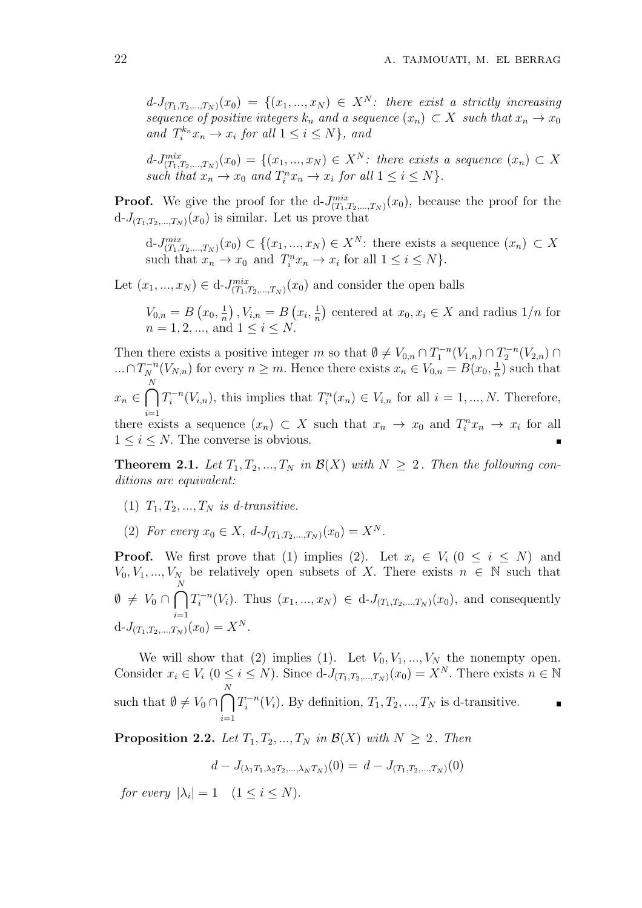*$d$-$J_{(T_1,T_2,...,T_N)}(x_0) = \{(x_1,...,x_N) \in X^N$: there exist a strictly increasing sequence of positive integers $k_n$ and a sequence $(x_n) \subset X$ such that $x_n \to x_0$ and $T_i^{k_n} x_n \to x_i$ for all $1 \le i \le N\}$, and*

*$d$-$J^{mix}_{(T_1,T_2,...,T_N)}(x_0) = \{(x_1,...,x_N) \in X^N$: there exists a sequence $(x_n) \subset X$ such that $x_n \to x_0$ and $T_i^n x_n \to x_i$ for all $1 \le i \le N\}$.*

**Proof.** We give the proof for the d-$J^{mix}_{(T_1,T_2,...,T_N)}(x_0)$, because the proof for the d-$J_{(T_1,T_2,...,T_N)}(x_0)$ is similar. Let us prove that

d-$J^{mix}_{(T_1,T_2,...,T_N)}(x_0) \subset \{(x_1,...,x_N) \in X^N$: there exists a sequence $(x_n) \subset X$ such that $x_n \to x_0$ and $T_i^n x_n \to x_i$ for all $1 \le i \le N\}$.

Let $(x_1,...,x_N) \in$ d-$J^{mix}_{(T_1,T_2,...,T_N)}(x_0)$ and consider the open balls

$V_{0,n} = B\left(x_0, \frac{1}{n}\right), V_{i,n} = B\left(x_i, \frac{1}{n}\right)$ centered at $x_0, x_i \in X$ and radius $1/n$ for $n = 1, 2, ...,$ and $1 \le i \le N$.

Then there exists a positive integer $m$ so that $\emptyset \ne V_{0,n} \cap T_1^{-n}(V_{1,n}) \cap T_2^{-n}(V_{2,n}) \cap ... \cap T_N^{-n}(V_{N,n})$ for every $n \ge m$. Hence there exists $x_n \in V_{0,n} = B(x_0, \frac{1}{n})$ such that $x_n \in \bigcap_{i=1}^{N} T_i^{-n}(V_{i,n})$, this implies that $T_i^n(x_n) \in V_{i,n}$ for all $i = 1, ..., N$. Therefore, there exists a sequence $(x_n) \subset X$ such that $x_n \to x_0$ and $T_i^n x_n \to x_i$ for all $1 \le i \le N$. The converse is obvious. ∎

**Theorem 2.1.** *Let $T_1, T_2, ..., T_N$ in $\mathcal{B}(X)$ with $N \ge 2$. Then the following conditions are equivalent:*

1. *$T_1, T_2, ..., T_N$ is d-transitive.*
2. *For every $x_0 \in X$, $d$-$J_{(T_1,T_2,...,T_N)}(x_0) = X^N$.*

**Proof.** We first prove that (1) implies (2). Let $x_i \in V_i$ $(0 \le i \le N)$ and $V_0, V_1, ..., V_N$ be relatively open subsets of $X$. There exists $n \in \mathbb{N}$ such that $\emptyset \ne V_0 \cap \bigcap_{i=1}^{N} T_i^{-n}(V_i)$. Thus $(x_1,...,x_N) \in$ d-$J_{(T_1,T_2,...,T_N)}(x_0)$, and consequently d-$J_{(T_1,T_2,...,T_N)}(x_0) = X^N$.

We will show that (2) implies (1). Let $V_0, V_1, ..., V_N$ the nonempty open. Consider $x_i \in V_i$ $(0 \le i \le N)$. Since d-$J_{(T_1,T_2,...,T_N)}(x_0) = X^N$. There exists $n \in \mathbb{N}$ such that $\emptyset \ne V_0 \cap \bigcap_{i=1}^{N} T_i^{-n}(V_i)$. By definition, $T_1, T_2, ..., T_N$ is d-transitive. ∎

**Proposition 2.2.** *Let $T_1, T_2, ..., T_N$ in $\mathcal{B}(X)$ with $N \ge 2$. Then*

$$d - J_{(\lambda_1 T_1, \lambda_2 T_2, ..., \lambda_N T_N)}(0) = d - J_{(T_1,T_2,...,T_N)}(0)$$

*for every $|\lambda_i| = 1 \quad (1 \le i \le N)$.*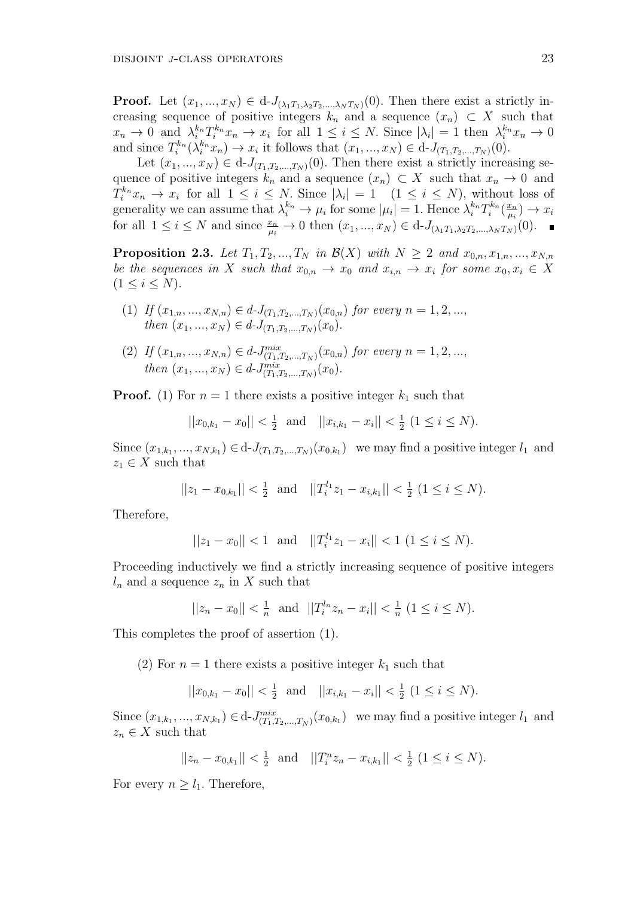**Proof.** Let $(x_1,...,x_N) \in$ d-$J_{(\lambda_1 T_1,\lambda_2 T_2,...,\lambda_N T_N)}(0)$. Then there exist a strictly increasing sequence of positive integers $k_n$ and a sequence $(x_n) \subset X$ such that $x_n \to 0$ and $\lambda_i^{k_n} T_i^{k_n} x_n \to x_i$ for all $1 \leq i \leq N$. Since $|\lambda_i| = 1$ then $\lambda_i^{k_n} x_n \to 0$ and since $T_i^{k_n}(\lambda_i^{k_n} x_n) \to x_i$ it follows that $(x_1,...,x_N) \in$ d-$J_{(T_1,T_2,...,T_N)}(0)$.

Let $(x_1,...,x_N) \in$ d-$J_{(T_1,T_2,...,T_N)}(0)$. Then there exist a strictly increasing sequence of positive integers $k_n$ and a sequence $(x_n) \subset X$ such that $x_n \to 0$ and $T_i^{k_n} x_n \to x_i$ for all $1 \leq i \leq N$. Since $|\lambda_i| = 1 \quad (1 \leq i \leq N)$, without loss of generality we can assume that $\lambda_i^{k_n} \to \mu_i$ for some $|\mu_i| = 1$. Hence $\lambda_i^{k_n} T_i^{k_n}(\frac{x_n}{\mu_i}) \to x_i$ for all $1 \leq i \leq N$ and since $\frac{x_n}{\mu_i} \to 0$ then $(x_1,...,x_N) \in$ d-$J_{(\lambda_1 T_1,\lambda_2 T_2,...,\lambda_N T_N)}(0)$. ∎

**Proposition 2.3.** *Let $T_1, T_2, ..., T_N$ in $\mathcal{B}(X)$ with $N \geq 2$ and $x_{0,n}, x_{1,n}, ..., x_{N,n}$ be the sequences in $X$ such that $x_{0,n} \to x_0$ and $x_{i,n} \to x_i$ for some $x_0, x_i \in X$ $(1 \leq i \leq N)$.*

1. *If $(x_{1,n},...,x_{N,n}) \in$ d-$J_{(T_1,T_2,...,T_N)}(x_{0,n})$ for every $n = 1,2,...$, then $(x_1,...,x_N) \in$ d-$J_{(T_1,T_2,...,T_N)}(x_0)$.*
2. *If $(x_{1,n},...,x_{N,n}) \in$ d-$J^{mix}_{(T_1,T_2,...,T_N)}(x_{0,n})$ for every $n = 1,2,...$, then $(x_1,...,x_N) \in$ d-$J^{mix}_{(T_1,T_2,...,T_N)}(x_0)$.*

**Proof.** (1) For $n = 1$ there exists a positive integer $k_1$ such that

$$||x_{0,k_1} - x_0|| < \tfrac{1}{2} \quad \text{and} \quad ||x_{i,k_1} - x_i|| < \tfrac{1}{2} \ (1 \leq i \leq N).$$

Since $(x_{1,k_1},...,x_{N,k_1}) \in$ d-$J_{(T_1,T_2,...,T_N)}(x_{0,k_1})$ we may find a positive integer $l_1$ and $z_1 \in X$ such that

$$||z_1 - x_{0,k_1}|| < \tfrac{1}{2} \quad \text{and} \quad ||T_i^{l_1} z_1 - x_{i,k_1}|| < \tfrac{1}{2} \ (1 \leq i \leq N).$$

Therefore,

$$||z_1 - x_0|| < 1 \quad \text{and} \quad ||T_i^{l_1} z_1 - x_i|| < 1 \ (1 \leq i \leq N).$$

Proceeding inductively we find a strictly increasing sequence of positive integers $l_n$ and a sequence $z_n$ in $X$ such that

$$||z_n - x_0|| < \tfrac{1}{n} \quad \text{and} \quad ||T_i^{l_n} z_n - x_i|| < \tfrac{1}{n} \ (1 \leq i \leq N).$$

This completes the proof of assertion (1).

(2) For $n = 1$ there exists a positive integer $k_1$ such that

$$||x_{0,k_1} - x_0|| < \tfrac{1}{2} \quad \text{and} \quad ||x_{i,k_1} - x_i|| < \tfrac{1}{2} \ (1 \leq i \leq N).$$

Since $(x_{1,k_1},...,x_{N,k_1}) \in$ d-$J^{mix}_{(T_1,T_2,...,T_N)}(x_{0,k_1})$ we may find a positive integer $l_1$ and $z_n \in X$ such that

$$||z_n - x_{0,k_1}|| < \tfrac{1}{2} \quad \text{and} \quad ||T_i^{n} z_n - x_{i,k_1}|| < \tfrac{1}{2} \ (1 \leq i \leq N).$$

For every $n \geq l_1$. Therefore,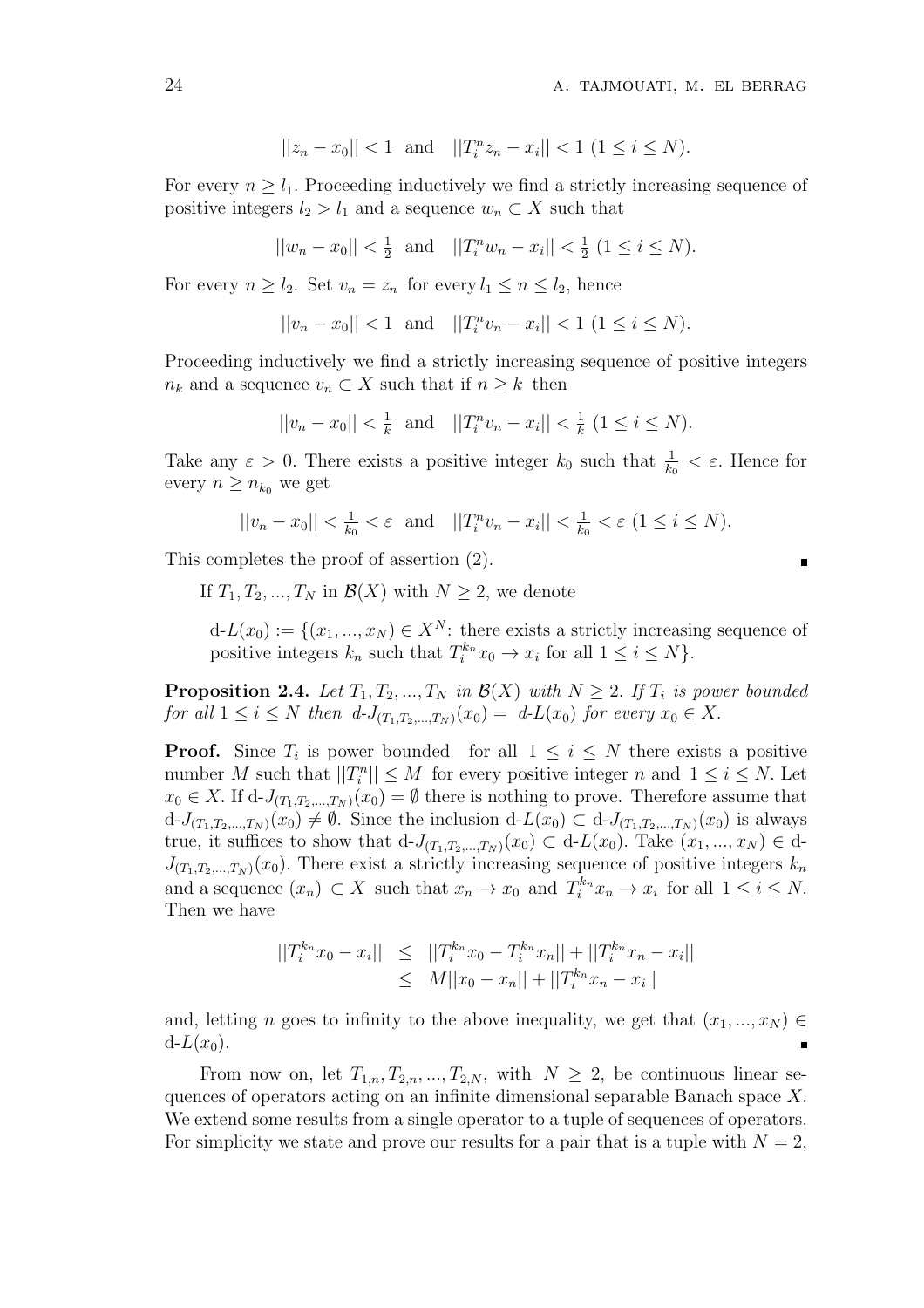$$||z_n - x_0|| < 1 \text{ and } ||T_i^n z_n - x_i|| < 1 \ (1 \leq i \leq N).$$

For every $n \geq l_1$. Proceeding inductively we find a strictly increasing sequence of positive integers $l_2 > l_1$ and a sequence $w_n \subset X$ such that

$$||w_n - x_0|| < \tfrac{1}{2} \text{ and } ||T_i^n w_n - x_i|| < \tfrac{1}{2} \ (1 \leq i \leq N).$$

For every $n \geq l_2$. Set $v_n = z_n$ for every $l_1 \leq n \leq l_2$, hence

$$||v_n - x_0|| < 1 \text{ and } ||T_i^n v_n - x_i|| < 1 \ (1 \leq i \leq N).$$

Proceeding inductively we find a strictly increasing sequence of positive integers $n_k$ and a sequence $v_n \subset X$ such that if $n \geq k$ then

$$||v_n - x_0|| < \tfrac{1}{k} \text{ and } ||T_i^n v_n - x_i|| < \tfrac{1}{k} \ (1 \leq i \leq N).$$

Take any $\varepsilon > 0$. There exists a positive integer $k_0$ such that $\frac{1}{k_0} < \varepsilon$. Hence for every $n \geq n_{k_0}$ we get

$$||v_n - x_0|| < \tfrac{1}{k_0} < \varepsilon \text{ and } ||T_i^n v_n - x_i|| < \tfrac{1}{k_0} < \varepsilon \ (1 \leq i \leq N).$$

This completes the proof of assertion (2). ∎

If $T_1, T_2, ..., T_N$ in $\mathcal{B}(X)$ with $N \geq 2$, we denote

d-$L(x_0) := \{(x_1, ..., x_N) \in X^N$: there exists a strictly increasing sequence of positive integers $k_n$ such that $T_i^{k_n} x_0 \to x_i$ for all $1 \leq i \leq N\}$.

**Proposition 2.4.** *Let $T_1, T_2, ..., T_N$ in $\mathcal{B}(X)$ with $N \geq 2$. If $T_i$ is power bounded for all $1 \leq i \leq N$ then d-$J_{(T_1,T_2,...,T_N)}(x_0) =$ d-$L(x_0)$ for every $x_0 \in X$.*

**Proof.** Since $T_i$ is power bounded for all $1 \leq i \leq N$ there exists a positive number $M$ such that $||T_i^n|| \leq M$ for every positive integer $n$ and $1 \leq i \leq N$. Let $x_0 \in X$. If d-$J_{(T_1,T_2,...,T_N)}(x_0) = \emptyset$ there is nothing to prove. Therefore assume that d-$J_{(T_1,T_2,...,T_N)}(x_0) \neq \emptyset$. Since the inclusion d-$L(x_0) \subset$ d-$J_{(T_1,T_2,...,T_N)}(x_0)$ is always true, it suffices to show that d-$J_{(T_1,T_2,...,T_N)}(x_0) \subset$ d-$L(x_0)$. Take $(x_1, ..., x_N) \in$ d-$J_{(T_1,T_2,...,T_N)}(x_0)$. There exist a strictly increasing sequence of positive integers $k_n$ and a sequence $(x_n) \subset X$ such that $x_n \to x_0$ and $T_i^{k_n} x_n \to x_i$ for all $1 \leq i \leq N$. Then we have

$$\begin{aligned} ||T_i^{k_n} x_0 - x_i|| &\leq ||T_i^{k_n} x_0 - T_i^{k_n} x_n|| + ||T_i^{k_n} x_n - x_i|| \\ &\leq M||x_0 - x_n|| + ||T_i^{k_n} x_n - x_i|| \end{aligned}$$

and, letting $n$ goes to infinity to the above inequality, we get that $(x_1, ..., x_N) \in$ d-$L(x_0)$. ∎

From now on, let $T_{1,n}, T_{2,n}, ..., T_{2,N}$, with $N \geq 2$, be continuous linear sequences of operators acting on an infinite dimensional separable Banach space $X$. We extend some results from a single operator to a tuple of sequences of operators. For simplicity we state and prove our results for a pair that is a tuple with $N = 2$,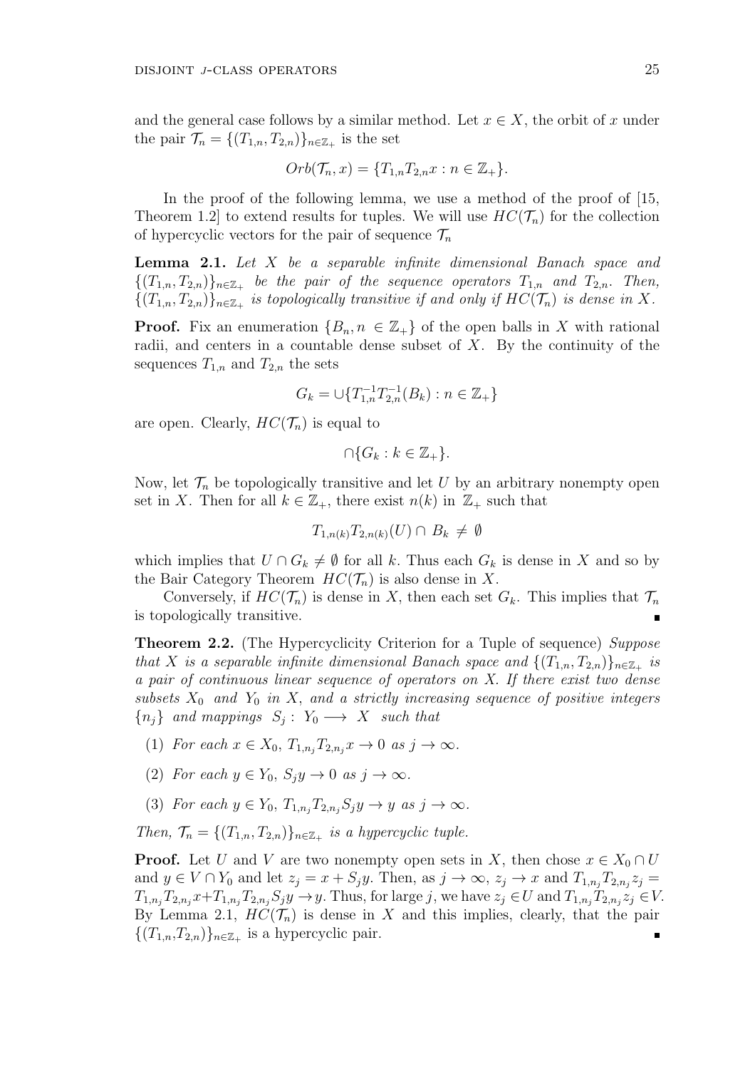and the general case follows by a similar method. Let $x \in X$, the orbit of $x$ under the pair $\mathcal{T}_n = \{(T_{1,n}, T_{2,n})\}_{n\in\mathbb{Z}_+}$ is the set

$$Orb(\mathcal{T}_n, x) = \{T_{1,n}T_{2,n}x : n \in \mathbb{Z}_+\}.$$

In the proof of the following lemma, we use a method of the proof of [15, Theorem 1.2] to extend results for tuples. We will use $HC(\mathcal{T}_n)$ for the collection of hypercyclic vectors for the pair of sequence $\mathcal{T}_n$

**Lemma 2.1.** *Let $X$ be a separable infinite dimensional Banach space and $\{(T_{1,n}, T_{2,n})\}_{n\in\mathbb{Z}_+}$ be the pair of the sequence operators $T_{1,n}$ and $T_{2,n}$. Then, $\{(T_{1,n}, T_{2,n})\}_{n\in\mathbb{Z}_+}$ is topologically transitive if and only if $HC(\mathcal{T}_n)$ is dense in $X$.*

**Proof.** Fix an enumeration $\{B_n, n \in \mathbb{Z}_+\}$ of the open balls in $X$ with rational radii, and centers in a countable dense subset of $X$. By the continuity of the sequences $T_{1,n}$ and $T_{2,n}$ the sets

$$G_k = \cup\{T_{1,n}^{-1}T_{2,n}^{-1}(B_k) : n \in \mathbb{Z}_+\}$$

are open. Clearly, $HC(\mathcal{T}_n)$ is equal to

$$\cap\{G_k : k \in \mathbb{Z}_+\}.$$

Now, let $\mathcal{T}_n$ be topologically transitive and let $U$ by an arbitrary nonempty open set in $X$. Then for all $k \in \mathbb{Z}_+$, there exist $n(k)$ in $\mathbb{Z}_+$ such that

$$T_{1,n(k)}T_{2,n(k)}(U) \cap B_k \neq \emptyset$$

which implies that $U \cap G_k \neq \emptyset$ for all $k$. Thus each $G_k$ is dense in $X$ and so by the Bair Category Theorem $HC(\mathcal{T}_n)$ is also dense in $X$.

Conversely, if $HC(\mathcal{T}_n)$ is dense in $X$, then each set $G_k$. This implies that $\mathcal{T}_n$ is topologically transitive. ∎

**Theorem 2.2.** (The Hypercyclicity Criterion for a Tuple of sequence) *Suppose that $X$ is a separable infinite dimensional Banach space and $\{(T_{1,n}, T_{2,n})\}_{n\in\mathbb{Z}_+}$ is a pair of continuous linear sequence of operators on $X$. If there exist two dense subsets $X_0$ and $Y_0$ in $X$, and a strictly increasing sequence of positive integers $\{n_j\}$ and mappings $S_j : Y_0 \longrightarrow X$ such that*

1. *For each $x \in X_0$, $T_{1,n_j}T_{2,n_j}x \to 0$ as $j \to \infty$.*
2. *For each $y \in Y_0$, $S_jy \to 0$ as $j \to \infty$.*
3. *For each $y \in Y_0$, $T_{1,n_j}T_{2,n_j}S_jy \to y$ as $j \to \infty$.*

*Then, $\mathcal{T}_n = \{(T_{1,n}, T_{2,n})\}_{n\in\mathbb{Z}_+}$ is a hypercyclic tuple.*

**Proof.** Let $U$ and $V$ are two nonempty open sets in $X$, then chose $x \in X_0 \cap U$ and $y \in V \cap Y_0$ and let $z_j = x + S_jy$. Then, as $j \to \infty$, $z_j \to x$ and $T_{1,n_j}T_{2,n_j}z_j = T_{1,n_j}T_{2,n_j}x + T_{1,n_j}T_{2,n_j}S_jy \to y$. Thus, for large $j$, we have $z_j \in U$ and $T_{1,n_j}T_{2,n_j}z_j \in V$. By Lemma 2.1, $HC(\mathcal{T}_n)$ is dense in $X$ and this implies, clearly, that the pair $\{(T_{1,n}, T_{2,n})\}_{n\in\mathbb{Z}_+}$ is a hypercyclic pair. ∎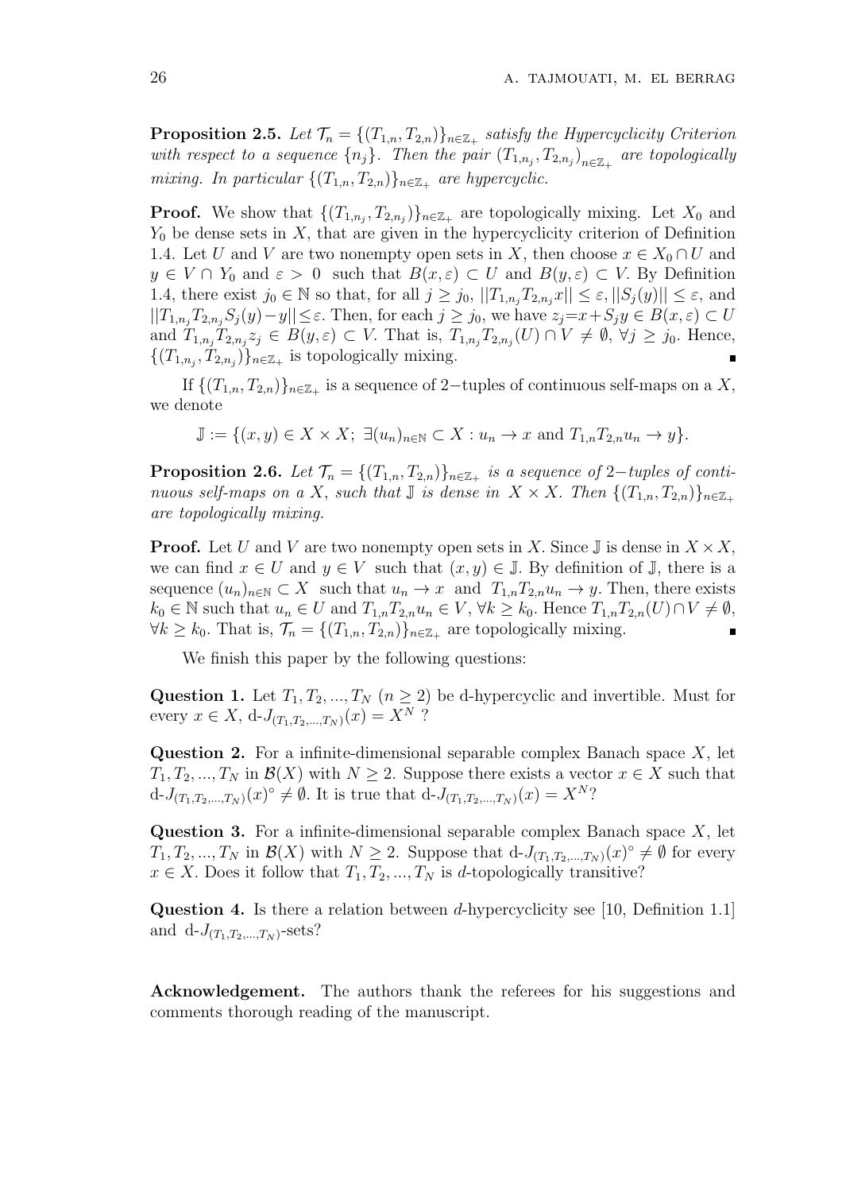**Proposition 2.5.** *Let $\mathcal{T}_n = \{(T_{1,n}, T_{2,n})\}_{n\in\mathbb{Z}_+}$ satisfy the Hypercyclicity Criterion with respect to a sequence $\{n_j\}$. Then the pair $(T_{1,n_j}, T_{2,n_j})_{n\in\mathbb{Z}_+}$ are topologically mixing. In particular $\{(T_{1,n}, T_{2,n})\}_{n\in\mathbb{Z}_+}$ are hypercyclic.*

**Proof.** We show that $\{(T_{1,n_j}, T_{2,n_j})\}_{n\in\mathbb{Z}_+}$ are topologically mixing. Let $X_0$ and $Y_0$ be dense sets in $X$, that are given in the hypercyclicity criterion of Definition 1.4. Let $U$ and $V$ are two nonempty open sets in $X$, then choose $x \in X_0 \cap U$ and $y \in V \cap Y_0$ and $\varepsilon > 0$ such that $B(x,\varepsilon) \subset U$ and $B(y,\varepsilon) \subset V$. By Definition 1.4, there exist $j_0 \in \mathbb{N}$ so that, for all $j \geq j_0$, $||T_{1,n_j}T_{2,n_j}x|| \leq \varepsilon$, $||S_j(y)|| \leq \varepsilon$, and $||T_{1,n_j}T_{2,n_j}S_j(y) - y|| \leq \varepsilon$. Then, for each $j \geq j_0$, we have $z_j = x + S_j y \in B(x,\varepsilon) \subset U$ and $T_{1,n_j}T_{2,n_j}z_j \in B(y,\varepsilon) \subset V$. That is, $T_{1,n_j}T_{2,n_j}(U) \cap V \neq \emptyset$, $\forall j \geq j_0$. Hence, $\{(T_{1,n_j}, T_{2,n_j})\}_{n\in\mathbb{Z}_+}$ is topologically mixing. ∎

If $\{(T_{1,n}, T_{2,n})\}_{n\in\mathbb{Z}_+}$ is a sequence of 2−tuples of continuous self-maps on a $X$, we denote

$$\mathbb{J} := \{(x,y) \in X \times X;\ \exists (u_n)_{n\in\mathbb{N}} \subset X : u_n \to x \text{ and } T_{1,n}T_{2,n}u_n \to y\}.$$

**Proposition 2.6.** *Let $\mathcal{T}_n = \{(T_{1,n}, T_{2,n})\}_{n\in\mathbb{Z}_+}$ is a sequence of 2−tuples of continuous self-maps on a $X$, such that $\mathbb{J}$ is dense in $X \times X$. Then $\{(T_{1,n}, T_{2,n})\}_{n\in\mathbb{Z}_+}$ are topologically mixing.*

**Proof.** Let $U$ and $V$ are two nonempty open sets in $X$. Since $\mathbb{J}$ is dense in $X \times X$, we can find $x \in U$ and $y \in V$ such that $(x,y) \in \mathbb{J}$. By definition of $\mathbb{J}$, there is a sequence $(u_n)_{n\in\mathbb{N}} \subset X$ such that $u_n \to x$ and $T_{1,n}T_{2,n}u_n \to y$. Then, there exists $k_0 \in \mathbb{N}$ such that $u_n \in U$ and $T_{1,n}T_{2,n}u_n \in V$, $\forall k \geq k_0$. Hence $T_{1,n}T_{2,n}(U) \cap V \neq \emptyset$, $\forall k \geq k_0$. That is, $\mathcal{T}_n = \{(T_{1,n}, T_{2,n})\}_{n\in\mathbb{Z}_+}$ are topologically mixing. ∎

We finish this paper by the following questions:

**Question 1.** Let $T_1, T_2, ..., T_N$ $(n \geq 2)$ be d-hypercyclic and invertible. Must for every $x \in X$, d-$J_{(T_1,T_2,...,T_N)}(x) = X^N$ ?

**Question 2.** For a infinite-dimensional separable complex Banach space $X$, let $T_1, T_2, ..., T_N$ in $\mathcal{B}(X)$ with $N \geq 2$. Suppose there exists a vector $x \in X$ such that d-$J_{(T_1,T_2,...,T_N)}(x)^\circ \neq \emptyset$. It is true that d-$J_{(T_1,T_2,...,T_N)}(x) = X^N$?

**Question 3.** For a infinite-dimensional separable complex Banach space $X$, let $T_1, T_2, ..., T_N$ in $\mathcal{B}(X)$ with $N \geq 2$. Suppose that d-$J_{(T_1,T_2,...,T_N)}(x)^\circ \neq \emptyset$ for every $x \in X$. Does it follow that $T_1, T_2, ..., T_N$ is $d$-topologically transitive?

**Question 4.** Is there a relation between $d$-hypercyclicity see [10, Definition 1.1] and d-$J_{(T_1,T_2,...,T_N)}$-sets?

**Acknowledgement.** The authors thank the referees for his suggestions and comments thorough reading of the manuscript.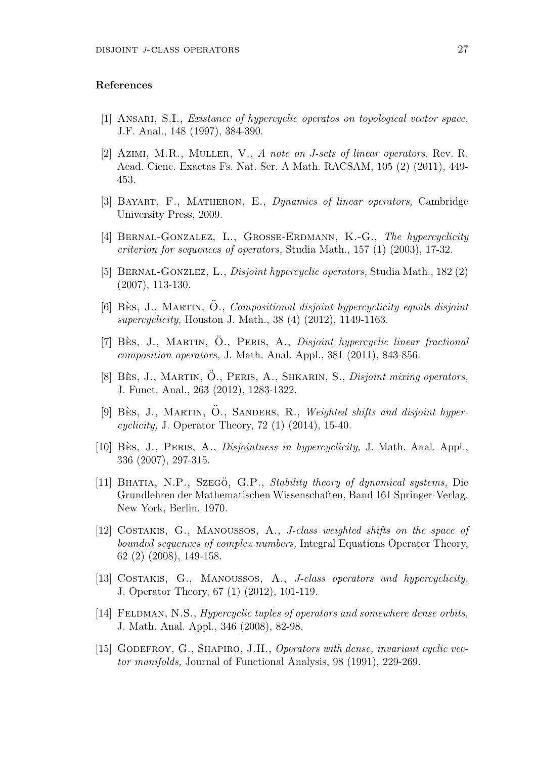## References

[1] Ansari, S.I., *Existance of hypercyclic operatos on topological vector space,* J.F. Anal., 148 (1997), 384-390.

[2] Azimi, M.R., Muller, V., *A note on J-sets of linear operators,* Rev. R. Acad. Cienc. Exactas Fs. Nat. Ser. A Math. RACSAM, 105 (2) (2011), 449-453.

[3] Bayart, F., Matheron, E., *Dynamics of linear operators,* Cambridge University Press, 2009.

[4] Bernal-Gonzalez, L., Grosse-Erdmann, K.-G., *The hypercyclicity criterion for sequences of operators,* Studia Math., 157 (1) (2003), 17-32.

[5] Bernal-Gonzlez, L., *Disjoint hypercyclic operators,* Studia Math., 182 (2) (2007), 113-130.

[6] Bès, J., Martin, Ö., *Compositional disjoint hypercyclicity equals disjoint supercyclicity,* Houston J. Math., 38 (4) (2012), 1149-1163.

[7] Bès, J., Martin, Ö., Peris, A., *Disjoint hypercyclic linear fractional composition operators,* J. Math. Anal. Appl., 381 (2011), 843-856.

[8] Bès, J., Martin, Ö., Peris, A., Shkarin, S., *Disjoint mixing operators,* J. Funct. Anal., 263 (2012), 1283-1322.

[9] Bès, J., Martin, Ö., Sanders, R., *Weighted shifts and disjoint hypercyclicity,* J. Operator Theory, 72 (1) (2014), 15-40.

[10] Bès, J., Peris, A., *Disjointness in hypercyclicity,* J. Math. Anal. Appl., 336 (2007), 297-315.

[11] Bhatia, N.P., Szegö, G.P., *Stability theory of dynamical systems,* Die Grundlehren der Mathematischen Wissenschaften, Band 161 Springer-Verlag, New York, Berlin, 1970.

[12] Costakis, G., Manoussos, A., *J-class weighted shifts on the space of bounded sequences of complex numbers,* Integral Equations Operator Theory, 62 (2) (2008), 149-158.

[13] Costakis, G., Manoussos, A., *J-class operators and hypercyclicity,* J. Operator Theory, 67 (1) (2012), 101-119.

[14] Feldman, N.S., *Hypercyclic tuples of operators and somewhere dense orbits,* J. Math. Anal. Appl., 346 (2008), 82-98.

[15] Godefroy, G., Shapiro, J.H., *Operators with dense, invariant cyclic vector manifolds,* Journal of Functional Analysis, 98 (1991), 229-269.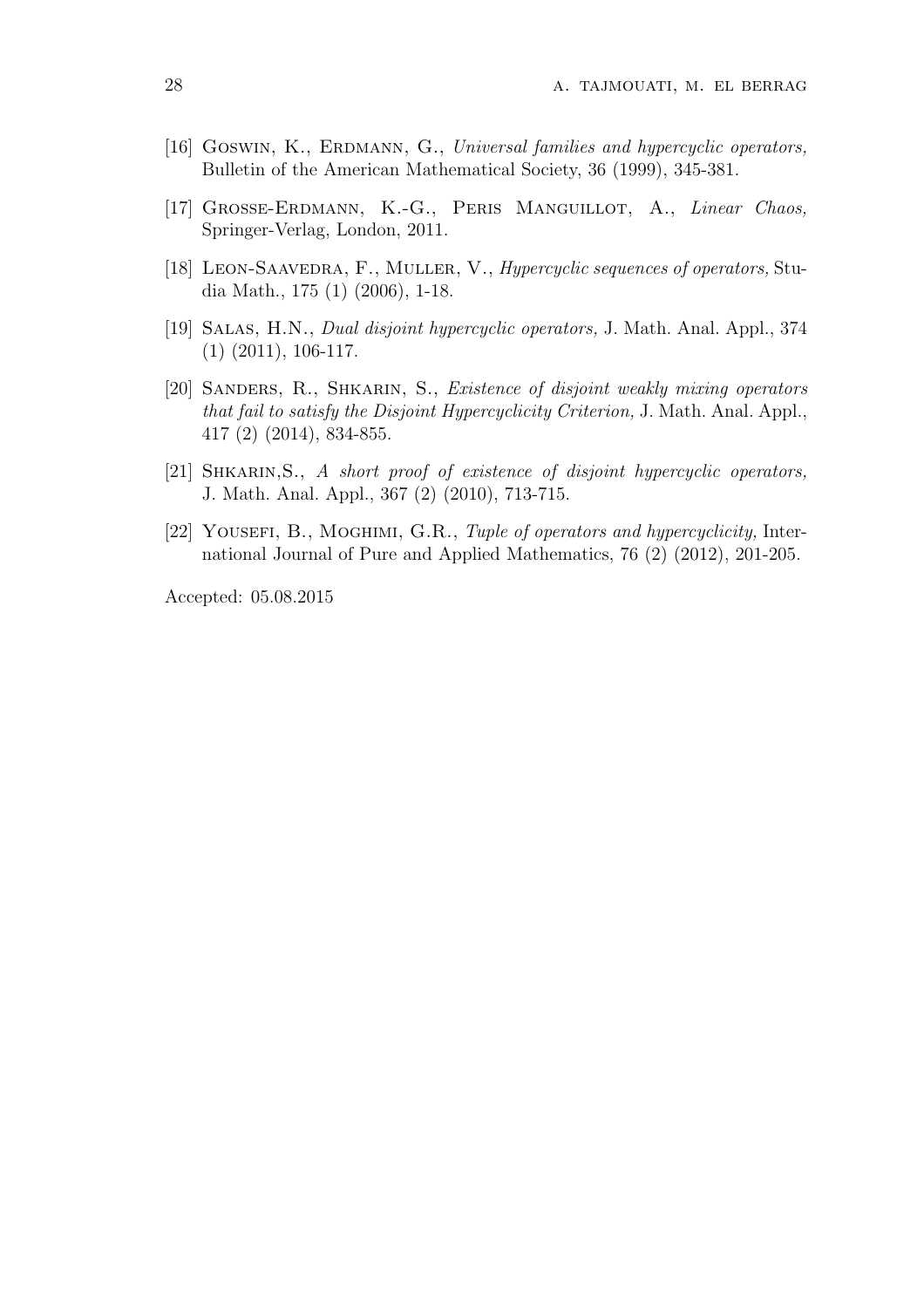[16] Goswin, K., Erdmann, G., *Universal families and hypercyclic operators,* Bulletin of the American Mathematical Society, 36 (1999), 345-381.

[17] Grosse-Erdmann, K.-G., Peris Manguillot, A., *Linear Chaos,* Springer-Verlag, London, 2011.

[18] Leon-Saavedra, F., Muller, V., *Hypercyclic sequences of operators,* Studia Math., 175 (1) (2006), 1-18.

[19] Salas, H.N., *Dual disjoint hypercyclic operators,* J. Math. Anal. Appl., 374 (1) (2011), 106-117.

[20] Sanders, R., Shkarin, S., *Existence of disjoint weakly mixing operators that fail to satisfy the Disjoint Hypercyclicity Criterion,* J. Math. Anal. Appl., 417 (2) (2014), 834-855.

[21] Shkarin,S., *A short proof of existence of disjoint hypercyclic operators,* J. Math. Anal. Appl., 367 (2) (2010), 713-715.

[22] Yousefi, B., Moghimi, G.R., *Tuple of operators and hypercyclicity,* International Journal of Pure and Applied Mathematics, 76 (2) (2012), 201-205.

Accepted: 05.08.2015